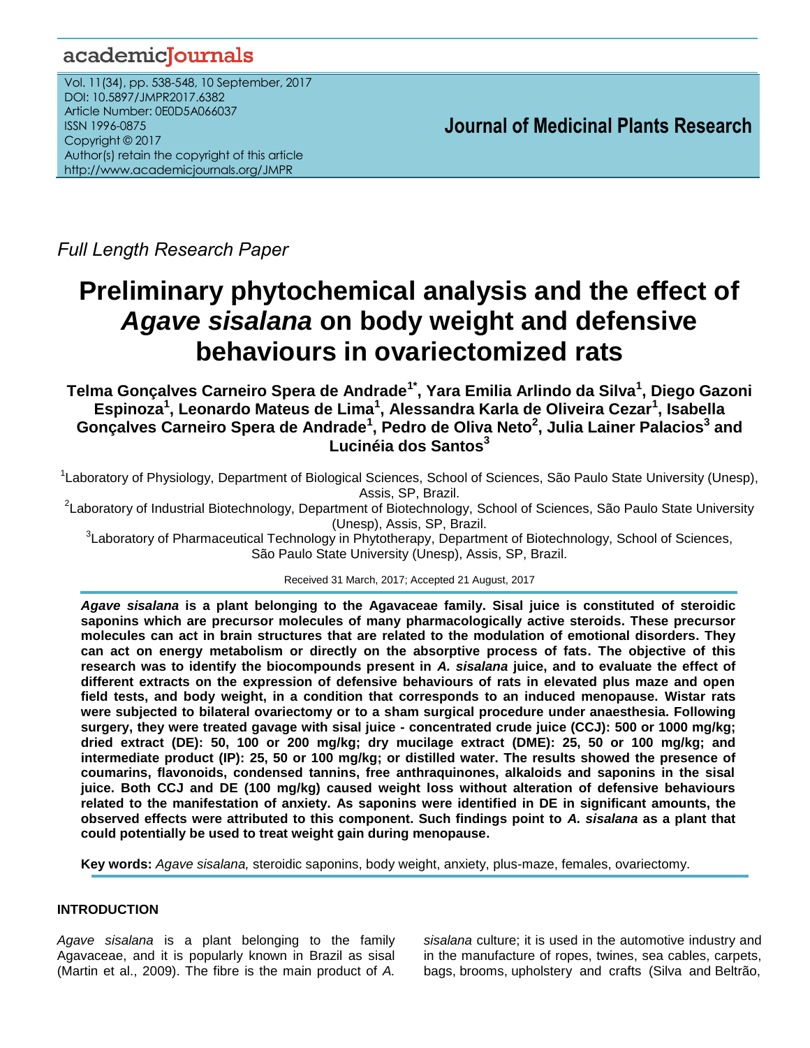Full Length Research Paper

# Preliminary phytochemical analysis and the effect of *Agave sisalana* on body weight and defensive behaviours in ovariectomized rats

**Telma Gonçalves Carneiro Spera de Andrade[1*], Yara Emilia Arlindo da Silva[1], Diego Gazoni Espinoza[1], Leonardo Mateus de Lima[1], Alessandra Karla de Oliveira Cezar[1], Isabella Gonçalves Carneiro Spera de Andrade[1], Pedro de Oliva Neto[2], Julia Lainer Palacios[3] and Lucinéia dos Santos[3]**

[1]Laboratory of Physiology, Department of Biological Sciences, School of Sciences, São Paulo State University (Unesp), Assis, SP, Brazil.

[2]Laboratory of Industrial Biotechnology, Department of Biotechnology, School of Sciences, São Paulo State University (Unesp), Assis, SP, Brazil.

[3]Laboratory of Pharmaceutical Technology in Phytotherapy, Department of Biotechnology, School of Sciences, São Paulo State University (Unesp), Assis, SP, Brazil.

Received 31 March, 2017; Accepted 21 August, 2017

**_Agave sisalana_ is a plant belonging to the Agavaceae family. Sisal juice is constituted of steroidic saponins which are precursor molecules of many pharmacologically active steroids. These precursor molecules can act in brain structures that are related to the modulation of emotional disorders. They can act on energy metabolism or directly on the absorptive process of fats. The objective of this research was to identify the biocompounds present in _A. sisalana_ juice, and to evaluate the effect of different extracts on the expression of defensive behaviours of rats in elevated plus maze and open field tests, and body weight, in a condition that corresponds to an induced menopause. Wistar rats were subjected to bilateral ovariectomy or to a sham surgical procedure under anaesthesia. Following surgery, they were treated gavage with sisal juice - concentrated crude juice (CCJ): 500 or 1000 mg/kg; dried extract (DE): 50, 100 or 200 mg/kg; dry mucilage extract (DME): 25, 50 or 100 mg/kg; and intermediate product (IP): 25, 50 or 100 mg/kg; or distilled water. The results showed the presence of coumarins, flavonoids, condensed tannins, free anthraquinones, alkaloids and saponins in the sisal juice. Both CCJ and DE (100 mg/kg) caused weight loss without alteration of defensive behaviours related to the manifestation of anxiety. As saponins were identified in DE in significant amounts, the observed effects were attributed to this component. Such findings point to _A. sisalana_ as a plant that could potentially be used to treat weight gain during menopause.**

**Key words:** *Agave sisalana,* steroidic saponins, body weight, anxiety, plus-maze, females, ovariectomy.

## INTRODUCTION

*Agave sisalana* is a plant belonging to the family Agavaceae, and it is popularly known in Brazil as sisal (Martin et al., 2009). The fibre is the main product of *A. sisalana* culture; it is used in the automotive industry and in the manufacture of ropes, twines, sea cables, carpets, bags, brooms, upholstery and crafts (Silva and Beltrão,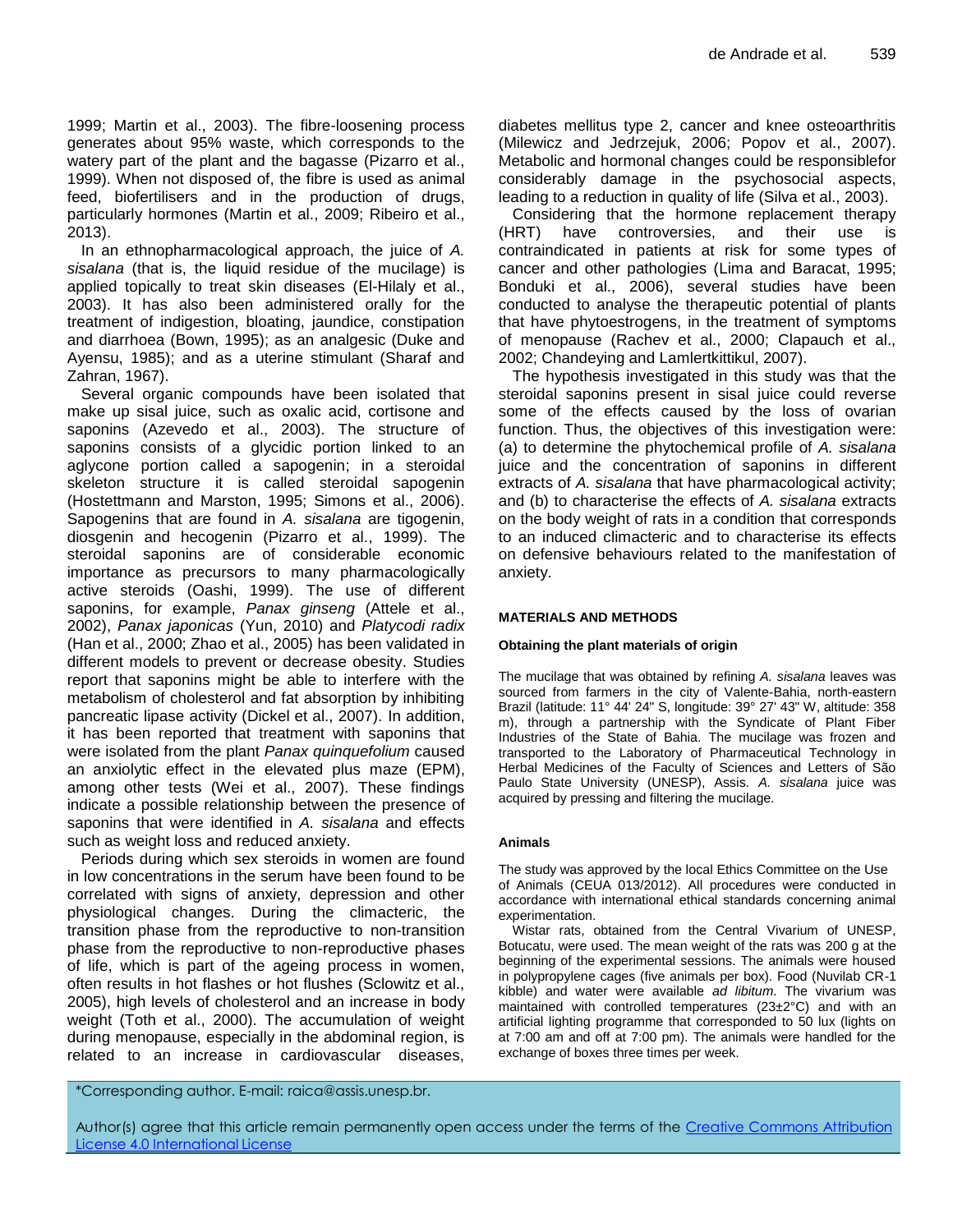1999; Martin et al., 2003). The fibre-loosening process generates about 95% waste, which corresponds to the watery part of the plant and the bagasse (Pizarro et al., 1999). When not disposed of, the fibre is used as animal feed, biofertilisers and in the production of drugs, particularly hormones (Martin et al., 2009; Ribeiro et al., 2013).

In an ethnopharmacological approach, the juice of *A. sisalana* (that is, the liquid residue of the mucilage) is applied topically to treat skin diseases (El-Hilaly et al., 2003). It has also been administered orally for the treatment of indigestion, bloating, jaundice, constipation and diarrhoea (Bown, 1995); as an analgesic (Duke and Ayensu, 1985); and as a uterine stimulant (Sharaf and Zahran, 1967).

Several organic compounds have been isolated that make up sisal juice, such as oxalic acid, cortisone and saponins (Azevedo et al., 2003). The structure of saponins consists of a glycidic portion linked to an aglycone portion called a sapogenin; in a steroidal skeleton structure it is called steroidal sapogenin (Hostettmann and Marston, 1995; Simons et al., 2006). Sapogenins that are found in *A. sisalana* are tigogenin, diosgenin and hecogenin (Pizarro et al., 1999). The steroidal saponins are of considerable economic importance as precursors to many pharmacologically active steroids (Oashi, 1999). The use of different saponins, for example, *Panax ginseng* (Attele et al., 2002), *Panax japonicas* (Yun, 2010) and *Platycodi radix* (Han et al., 2000; Zhao et al., 2005) has been validated in different models to prevent or decrease obesity. Studies report that saponins might be able to interfere with the metabolism of cholesterol and fat absorption by inhibiting pancreatic lipase activity (Dickel et al., 2007). In addition, it has been reported that treatment with saponins that were isolated from the plant *Panax quinquefolium* caused an anxiolytic effect in the elevated plus maze (EPM), among other tests (Wei et al., 2007). These findings indicate a possible relationship between the presence of saponins that were identified in *A. sisalana* and effects such as weight loss and reduced anxiety.

Periods during which sex steroids in women are found in low concentrations in the serum have been found to be correlated with signs of anxiety, depression and other physiological changes. During the climacteric, the transition phase from the reproductive to non-transition phase from the reproductive to non-reproductive phases of life, which is part of the ageing process in women, often results in hot flashes or hot flushes (Sclowitz et al., 2005), high levels of cholesterol and an increase in body weight (Toth et al., 2000). The accumulation of weight during menopause, especially in the abdominal region, is related to an increase in cardiovascular diseases, diabetes mellitus type 2, cancer and knee osteoarthritis (Milewicz and Jedrzejuk, 2006; Popov et al., 2007). Metabolic and hormonal changes could be responsiblefor considerably damage in the psychosocial aspects, leading to a reduction in quality of life (Silva et al., 2003).

Considering that the hormone replacement therapy (HRT) have controversies, and their use is contraindicated in patients at risk for some types of cancer and other pathologies (Lima and Baracat, 1995; Bonduki et al., 2006), several studies have been conducted to analyse the therapeutic potential of plants that have phytoestrogens, in the treatment of symptoms of menopause (Rachev et al., 2000; Clapauch et al., 2002; Chandeying and Lamlertkittikul, 2007).

The hypothesis investigated in this study was that the steroidal saponins present in sisal juice could reverse some of the effects caused by the loss of ovarian function. Thus, the objectives of this investigation were: (a) to determine the phytochemical profile of *A. sisalana* juice and the concentration of saponins in different extracts of *A. sisalana* that have pharmacological activity; and (b) to characterise the effects of *A. sisalana* extracts on the body weight of rats in a condition that corresponds to an induced climacteric and to characterise its effects on defensive behaviours related to the manifestation of anxiety.

## MATERIALS AND METHODS

### Obtaining the plant materials of origin

The mucilage that was obtained by refining *A. sisalana* leaves was sourced from farmers in the city of Valente-Bahia, north-eastern Brazil (latitude: 11° 44' 24" S, longitude: 39° 27' 43" W, altitude: 358 m), through a partnership with the Syndicate of Plant Fiber Industries of the State of Bahia. The mucilage was frozen and transported to the Laboratory of Pharmaceutical Technology in Herbal Medicines of the Faculty of Sciences and Letters of São Paulo State University (UNESP), Assis. *A. sisalana* juice was acquired by pressing and filtering the mucilage.

### Animals

The study was approved by the local Ethics Committee on the Use of Animals (CEUA 013/2012). All procedures were conducted in accordance with international ethical standards concerning animal experimentation.

Wistar rats, obtained from the Central Vivarium of UNESP, Botucatu, were used. The mean weight of the rats was 200 g at the beginning of the experimental sessions. The animals were housed in polypropylene cages (five animals per box). Food (Nuvilab CR-1 kibble) and water were available *ad libitum*. The vivarium was maintained with controlled temperatures (23±2°C) and with an artificial lighting programme that corresponded to 50 lux (lights on at 7:00 am and off at 7:00 pm). The animals were handled for the exchange of boxes three times per week.

*Corresponding author. E-mail: raica@assis.unesp.br.

Author(s) agree that this article remain permanently open access under the terms of the Creative Commons Attribution License 4.0 International License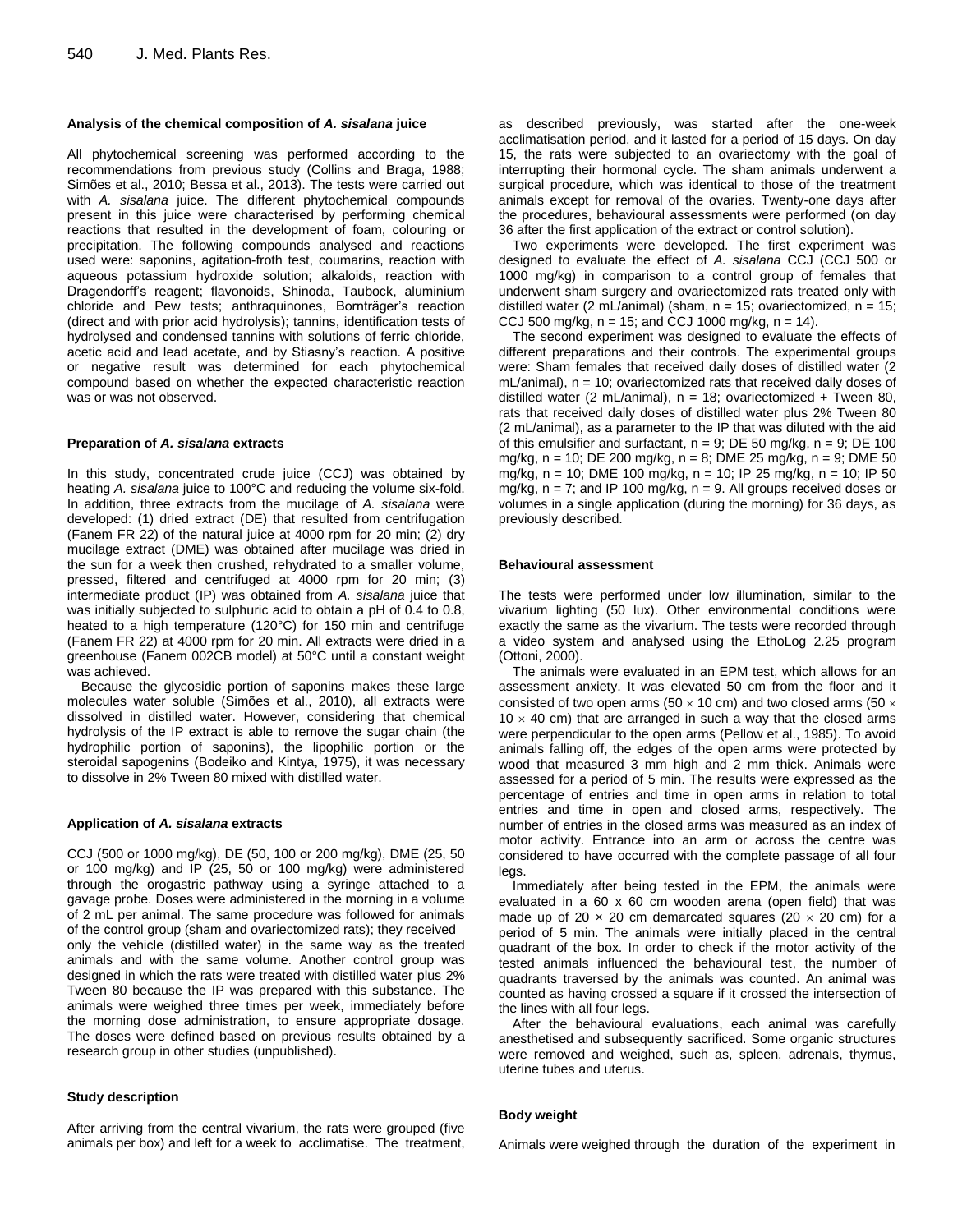### Analysis of the chemical composition of *A. sisalana* juice

All phytochemical screening was performed according to the recommendations from previous study (Collins and Braga, 1988; Simões et al., 2010; Bessa et al., 2013). The tests were carried out with *A. sisalana* juice. The different phytochemical compounds present in this juice were characterised by performing chemical reactions that resulted in the development of foam, colouring or precipitation. The following compounds analysed and reactions used were: saponins, agitation-froth test, coumarins, reaction with aqueous potassium hydroxide solution; alkaloids, reaction with Dragendorff's reagent; flavonoids, Shinoda, Taubock, aluminium chloride and Pew tests; anthraquinones, Bornträger's reaction (direct and with prior acid hydrolysis); tannins, identification tests of hydrolysed and condensed tannins with solutions of ferric chloride, acetic acid and lead acetate, and by Stiasny's reaction. A positive or negative result was determined for each phytochemical compound based on whether the expected characteristic reaction was or was not observed.

### Preparation of *A. sisalana* extracts

In this study, concentrated crude juice (CCJ) was obtained by heating *A. sisalana* juice to 100°C and reducing the volume six-fold. In addition, three extracts from the mucilage of *A. sisalana* were developed: (1) dried extract (DE) that resulted from centrifugation (Fanem FR 22) of the natural juice at 4000 rpm for 20 min; (2) dry mucilage extract (DME) was obtained after mucilage was dried in the sun for a week then crushed, rehydrated to a smaller volume, pressed, filtered and centrifuged at 4000 rpm for 20 min; (3) intermediate product (IP) was obtained from *A. sisalana* juice that was initially subjected to sulphuric acid to obtain a pH of 0.4 to 0.8, heated to a high temperature (120°C) for 150 min and centrifuge (Fanem FR 22) at 4000 rpm for 20 min. All extracts were dried in a greenhouse (Fanem 002CB model) at 50°C until a constant weight was achieved.

Because the glycosidic portion of saponins makes these large molecules water soluble (Simões et al., 2010), all extracts were dissolved in distilled water. However, considering that chemical hydrolysis of the IP extract is able to remove the sugar chain (the hydrophilic portion of saponins), the lipophilic portion or the steroidal sapogenins (Bodeiko and Kintya, 1975), it was necessary to dissolve in 2% Tween 80 mixed with distilled water.

### Application of *A. sisalana* extracts

CCJ (500 or 1000 mg/kg), DE (50, 100 or 200 mg/kg), DME (25, 50 or 100 mg/kg) and IP (25, 50 or 100 mg/kg) were administered through the orogastric pathway using a syringe attached to a gavage probe. Doses were administered in the morning in a volume of 2 mL per animal. The same procedure was followed for animals of the control group (sham and ovariectomized rats); they received only the vehicle (distilled water) in the same way as the treated animals and with the same volume. Another control group was designed in which the rats were treated with distilled water plus 2% Tween 80 because the IP was prepared with this substance. The animals were weighed three times per week, immediately before the morning dose administration, to ensure appropriate dosage. The doses were defined based on previous results obtained by a research group in other studies (unpublished).

### Study description

After arriving from the central vivarium, the rats were grouped (five animals per box) and left for a week to acclimatise. The treatment, as described previously, was started after the one-week acclimatisation period, and it lasted for a period of 15 days. On day 15, the rats were subjected to an ovariectomy with the goal of interrupting their hormonal cycle. The sham animals underwent a surgical procedure, which was identical to those of the treatment animals except for removal of the ovaries. Twenty-one days after the procedures, behavioural assessments were performed (on day 36 after the first application of the extract or control solution).

Two experiments were developed. The first experiment was designed to evaluate the effect of *A. sisalana* CCJ (CCJ 500 or 1000 mg/kg) in comparison to a control group of females that underwent sham surgery and ovariectomized rats treated only with distilled water (2 mL/animal) (sham, n = 15; ovariectomized, n = 15; CCJ 500 mg/kg, n = 15; and CCJ 1000 mg/kg, n = 14).

The second experiment was designed to evaluate the effects of different preparations and their controls. The experimental groups were: Sham females that received daily doses of distilled water (2 mL/animal), n = 10; ovariectomized rats that received daily doses of distilled water (2 mL/animal), n = 18; ovariectomized + Tween 80, rats that received daily doses of distilled water plus 2% Tween 80 (2 mL/animal), as a parameter to the IP that was diluted with the aid of this emulsifier and surfactant, n = 9; DE 50 mg/kg, n = 9; DE 100 mg/kg, n = 10; DE 200 mg/kg, n = 8; DME 25 mg/kg, n = 9; DME 50 mg/kg, n = 10; DME 100 mg/kg, n = 10; IP 25 mg/kg, n = 10; IP 50 mg/kg, n = 7; and IP 100 mg/kg, n = 9. All groups received doses or volumes in a single application (during the morning) for 36 days, as previously described.

### Behavioural assessment

The tests were performed under low illumination, similar to the vivarium lighting (50 lux). Other environmental conditions were exactly the same as the vivarium. The tests were recorded through a video system and analysed using the EthoLog 2.25 program (Ottoni, 2000).

The animals were evaluated in an EPM test, which allows for an assessment anxiety. It was elevated 50 cm from the floor and it consisted of two open arms (50 × 10 cm) and two closed arms (50 × 10 × 40 cm) that are arranged in such a way that the closed arms were perpendicular to the open arms (Pellow et al., 1985). To avoid animals falling off, the edges of the open arms were protected by wood that measured 3 mm high and 2 mm thick. Animals were assessed for a period of 5 min. The results were expressed as the percentage of entries and time in open arms in relation to total entries and time in open and closed arms, respectively. The number of entries in the closed arms was measured as an index of motor activity. Entrance into an arm or across the centre was considered to have occurred with the complete passage of all four legs.

Immediately after being tested in the EPM, the animals were evaluated in a 60 x 60 cm wooden arena (open field) that was made up of 20 × 20 cm demarcated squares (20 × 20 cm) for a period of 5 min. The animals were initially placed in the central quadrant of the box. In order to check if the motor activity of the tested animals influenced the behavioural test, the number of quadrants traversed by the animals was counted. An animal was counted as having crossed a square if it crossed the intersection of the lines with all four legs.

After the behavioural evaluations, each animal was carefully anesthetised and subsequently sacrificed. Some organic structures were removed and weighed, such as, spleen, adrenals, thymus, uterine tubes and uterus.

### Body weight

Animals were weighed through the duration of the experiment in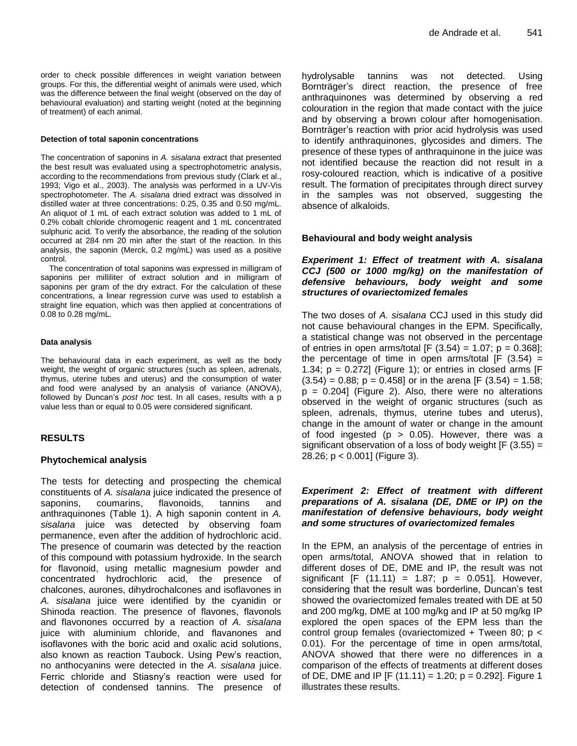order to check possible differences in weight variation between groups. For this, the differential weight of animals were used, which was the difference between the final weight (observed on the day of behavioural evaluation) and starting weight (noted at the beginning of treatment) of each animal.

#### Detection of total saponin concentrations

The concentration of saponins in *A. sisalana* extract that presented the best result was evaluated using a spectrophotometric analysis, according to the recommendations from previous study (Clark et al., 1993; Vigo et al., 2003). The analysis was performed in a UV-Vis spectrophotometer. The *A. sisalana* dried extract was dissolved in distilled water at three concentrations: 0.25, 0.35 and 0.50 mg/mL. An aliquot of 1 mL of each extract solution was added to 1 mL of 0.2% cobalt chloride chromogenic reagent and 1 mL concentrated sulphuric acid. To verify the absorbance, the reading of the solution occurred at 284 nm 20 min after the start of the reaction. In this analysis, the saponin (Merck, 0.2 mg/mL) was used as a positive control.

The concentration of total saponins was expressed in milligram of saponins per milliliter of extract solution and in milligram of saponins per gram of the dry extract. For the calculation of these concentrations, a linear regression curve was used to establish a straight line equation, which was then applied at concentrations of 0.08 to 0.28 mg/mL.

#### Data analysis

The behavioural data in each experiment, as well as the body weight, the weight of organic structures (such as spleen, adrenals, thymus, uterine tubes and uterus) and the consumption of water and food were analysed by an analysis of variance (ANOVA), followed by Duncan's *post hoc* test. In all cases, results with a p value less than or equal to 0.05 were considered significant.

## RESULTS

### Phytochemical analysis

The tests for detecting and prospecting the chemical constituents of *A. sisalana* juice indicated the presence of saponins, coumarins, flavonoids, tannins and anthraquinones (Table 1). A high saponin content in *A. sisalana* juice was detected by observing foam permanence, even after the addition of hydrochloric acid. The presence of coumarin was detected by the reaction of this compound with potassium hydroxide. In the search for flavonoid, using metallic magnesium powder and concentrated hydrochloric acid, the presence of chalcones, aurones, dihydrochalcones and isoflavones in *A. sisalana* juice were identified by the cyanidin or Shinoda reaction. The presence of flavones, flavonols and flavonones occurred by a reaction of *A. sisalana* juice with aluminium chloride, and flavanones and isoflavones with the boric acid and oxalic acid solutions, also known as reaction Taubock. Using Pew's reaction, no anthocyanins were detected in the *A. sisalana* juice. Ferric chloride and Stiasny's reaction were used for detection of condensed tannins. The presence of hydrolysable tannins was not detected. Using Bornträger's direct reaction, the presence of free anthraquinones was determined by observing a red colouration in the region that made contact with the juice and by observing a brown colour after homogenisation. Bornträger's reaction with prior acid hydrolysis was used to identify anthraquinones, glycosides and dimers. The presence of these types of anthraquinone in the juice was not identified because the reaction did not result in a rosy-coloured reaction, which is indicative of a positive result. The formation of precipitates through direct survey in the samples was not observed, suggesting the absence of alkaloids.

### Behavioural and body weight analysis

#### *Experiment 1: Effect of treatment with A. sisalana CCJ (500 or 1000 mg/kg) on the manifestation of defensive behaviours, body weight and some structures of ovariectomized females*

The two doses of *A. sisalana* CCJ used in this study did not cause behavioural changes in the EPM. Specifically, a statistical change was not observed in the percentage of entries in open arms/total [$F_{(3.54)} = 1.07$; $p = 0.368$]; the percentage of time in open arms/total [$F_{(3.54)} = 1.34$; $p = 0.272$] (Figure 1); or entries in closed arms [$F_{(3.54)} = 0.88$; $p = 0.458$] or in the arena [$F_{(3.54)} = 1.58$; $p = 0.204$] (Figure 2). Also, there were no alterations observed in the weight of organic structures (such as spleen, adrenals, thymus, uterine tubes and uterus), change in the amount of water or change in the amount of food ingested ($p > 0.05$). However, there was a significant observation of a loss of body weight [$F_{(3.55)} = 28.26$; $p < 0.001$] (Figure 3).

#### *Experiment 2: Effect of treatment with different preparations of A. sisalana (DE, DME or IP) on the manifestation of defensive behaviours, body weight and some structures of ovariectomized females*

In the EPM, an analysis of the percentage of entries in open arms/total, ANOVA showed that in relation to different doses of DE, DME and IP, the result was not significant [$F_{(11.11)} = 1.87$; $p = 0.051$]. However, considering that the result was borderline, Duncan's test showed the ovariectomized females treated with DE at 50 and 200 mg/kg, DME at 100 mg/kg and IP at 50 mg/kg IP explored the open spaces of the EPM less than the control group females (ovariectomized + Tween 80; $p < 0.01$). For the percentage of time in open arms/total, ANOVA showed that there were no differences in a comparison of the effects of treatments at different doses of DE, DME and IP [$F_{(11.11)} = 1.20$; $p = 0.292$]. Figure 1 illustrates these results.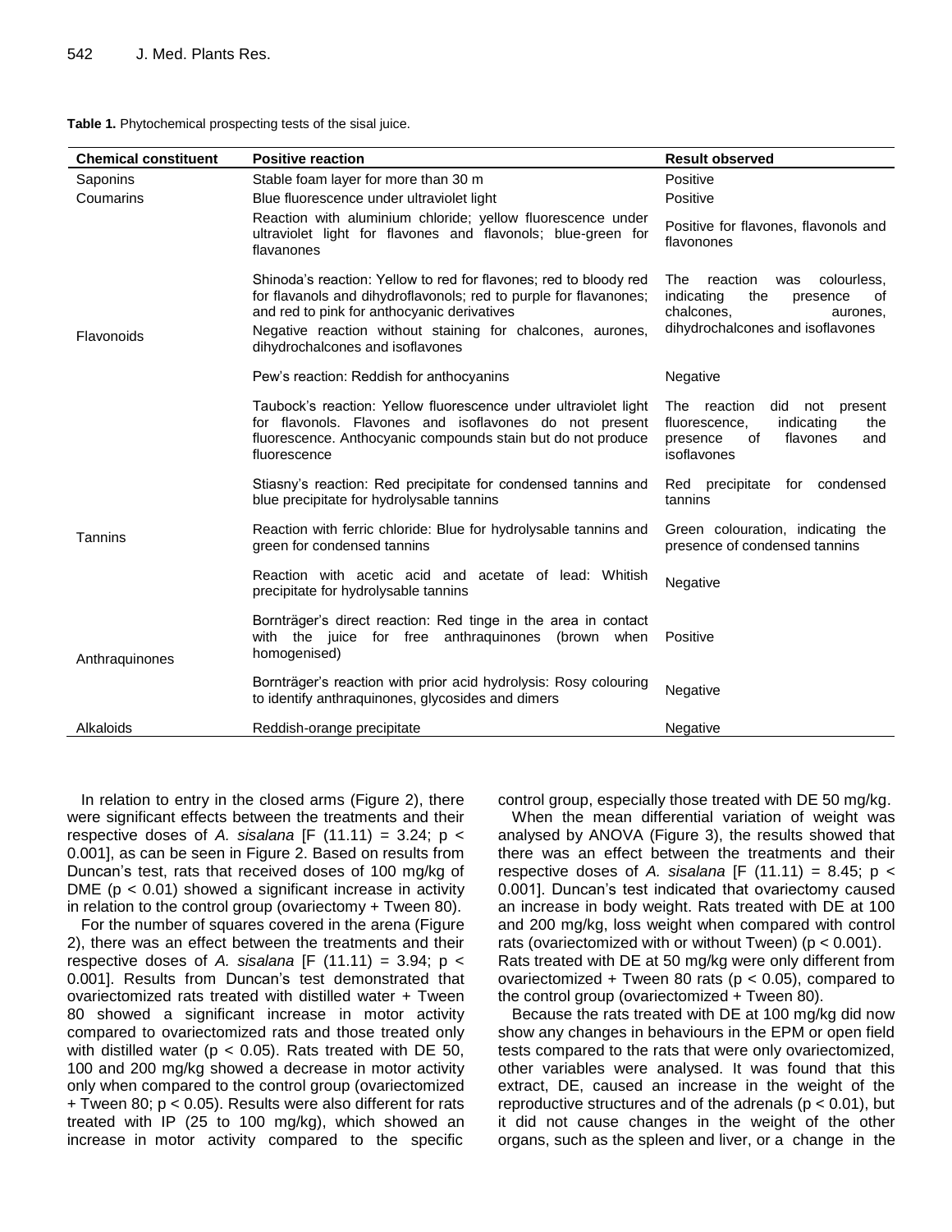**Table 1.** Phytochemical prospecting tests of the sisal juice.

| Chemical constituent | Positive reaction | Result observed |
|---|---|---|
| Saponins | Stable foam layer for more than 30 m | Positive |
| Coumarins | Blue fluorescence under ultraviolet light | Positive |
| Flavonoids | Reaction with aluminium chloride; yellow fluorescence under ultraviolet light for flavones and flavonols; blue-green for flavanones | Positive for flavones, flavonols and flavonones |
| | Shinoda's reaction: Yellow to red for flavones; red to bloody red for flavanols and dihydroflavonols; red to purple for flavanones; and red to pink for anthocyanic derivatives<br>Negative reaction without staining for chalcones, aurones, dihydrochalcones and isoflavones | The reaction was colourless, indicating the presence of chalcones, aurones, dihydrochalcones and isoflavones |
| | Pew's reaction: Reddish for anthocyanins | Negative |
| | Taubock's reaction: Yellow fluorescence under ultraviolet light for flavonols. Flavones and isoflavones do not present fluorescence. Anthocyanic compounds stain but do not produce fluorescence | The reaction did not present fluorescence, indicating the presence of flavones and isoflavones |
| Tannins | Stiasny's reaction: Red precipitate for condensed tannins and blue precipitate for hydrolysable tannins | Red precipitate for condensed tannins |
| | Reaction with ferric chloride: Blue for hydrolysable tannins and green for condensed tannins | Green colouration, indicating the presence of condensed tannins |
| | Reaction with acetic acid and acetate of lead: Whitish precipitate for hydrolysable tannins | Negative |
| Anthraquinones | Bornträger's direct reaction: Red tinge in the area in contact with the juice for free anthraquinones (brown when homogenised) | Positive |
| | Bornträger's reaction with prior acid hydrolysis: Rosy colouring to identify anthraquinones, glycosides and dimers | Negative |
| Alkaloids | Reddish-orange precipitate | Negative |

In relation to entry in the closed arms (Figure 2), there were significant effects between the treatments and their respective doses of *A. sisalana* [F (11.11) = 3.24; $p < 0.001$], as can be seen in Figure 2. Based on results from Duncan's test, rats that received doses of 100 mg/kg of DME ($p < 0.01$) showed a significant increase in activity in relation to the control group (ovariectomy + Tween 80).

For the number of squares covered in the arena (Figure 2), there was an effect between the treatments and their respective doses of *A. sisalana* [F (11.11) = 3.94; $p < 0.001$]. Results from Duncan's test demonstrated that ovariectomized rats treated with distilled water + Tween 80 showed a significant increase in motor activity compared to ovariectomized rats and those treated only with distilled water ($p < 0.05$). Rats treated with DE 50, 100 and 200 mg/kg showed a decrease in motor activity only when compared to the control group (ovariectomized + Tween 80; $p < 0.05$). Results were also different for rats treated with IP (25 to 100 mg/kg), which showed an increase in motor activity compared to the specific control group, especially those treated with DE 50 mg/kg.

When the mean differential variation of weight was analysed by ANOVA (Figure 3), the results showed that there was an effect between the treatments and their respective doses of *A. sisalana* [F (11.11) = 8.45; $p < 0.001$]. Duncan's test indicated that ovariectomy caused an increase in body weight. Rats treated with DE at 100 and 200 mg/kg, loss weight when compared with control rats (ovariectomized with or without Tween) ($p < 0.001$). Rats treated with DE at 50 mg/kg were only different from ovariectomized + Tween 80 rats ($p < 0.05$), compared to the control group (ovariectomized + Tween 80).

Because the rats treated with DE at 100 mg/kg did now show any changes in behaviours in the EPM or open field tests compared to the rats that were only ovariectomized, other variables were analysed. It was found that this extract, DE, caused an increase in the weight of the reproductive structures and of the adrenals ($p < 0.01$), but it did not cause changes in the weight of the other organs, such as the spleen and liver, or a change in the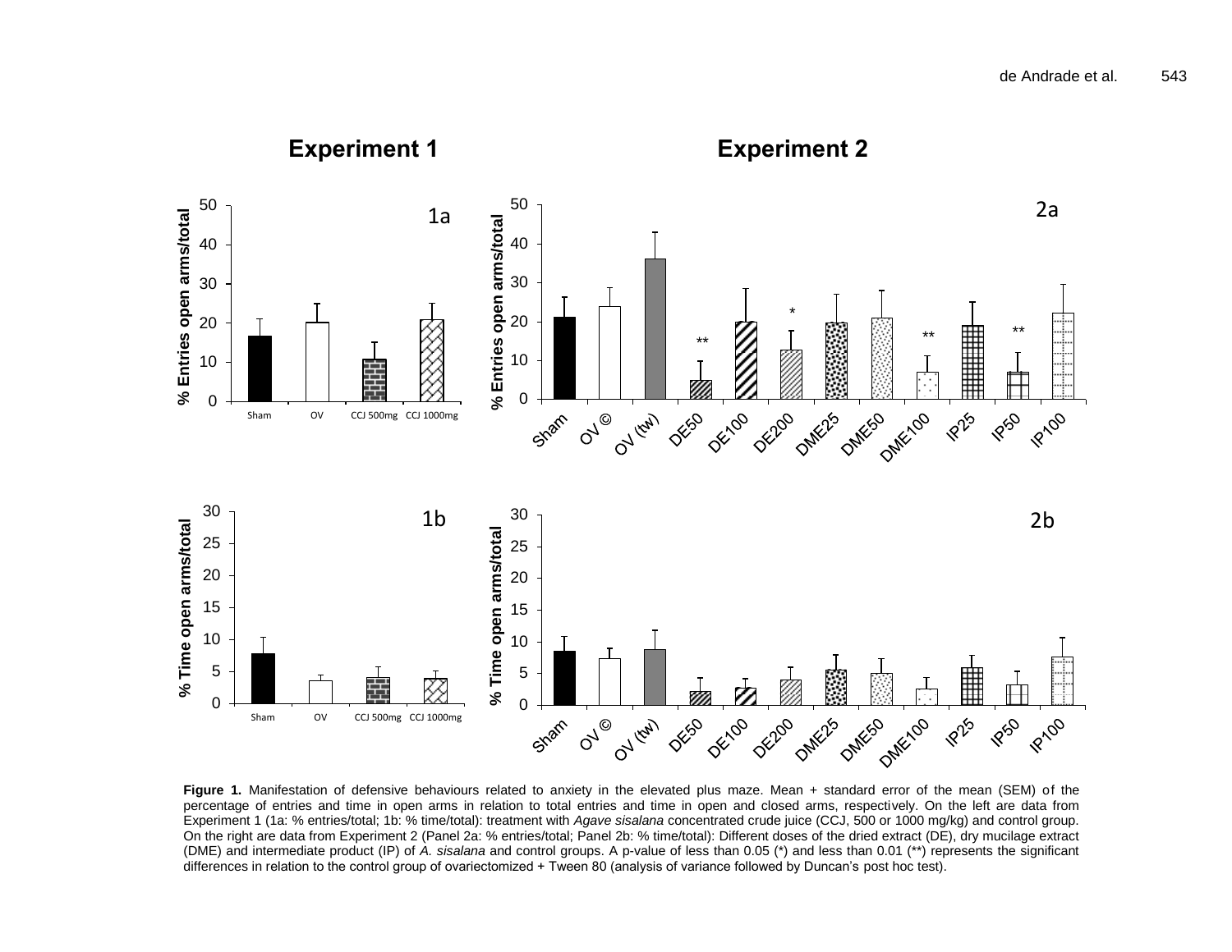**Experiment 1**

**Experiment 2**

**Figure 1.** Manifestation of defensive behaviours related to anxiety in the elevated plus maze. Mean + standard error of the mean (SEM) of the percentage of entries and time in open arms in relation to total entries and time in open and closed arms, respectively. On the left are data from Experiment 1 (1a: % entries/total; 1b: % time/total): treatment with *Agave sisalana* concentrated crude juice (CCJ, 500 or 1000 mg/kg) and control group. On the right are data from Experiment 2 (Panel 2a: % entries/total; Panel 2b: % time/total): Different doses of the dried extract (DE), dry mucilage extract (DME) and intermediate product (IP) of *A. sisalana* and control groups. A p-value of less than 0.05 (*) and less than 0.01 (**) represents the significant differences in relation to the control group of ovariectomized + Tween 80 (analysis of variance followed by Duncan's post hoc test).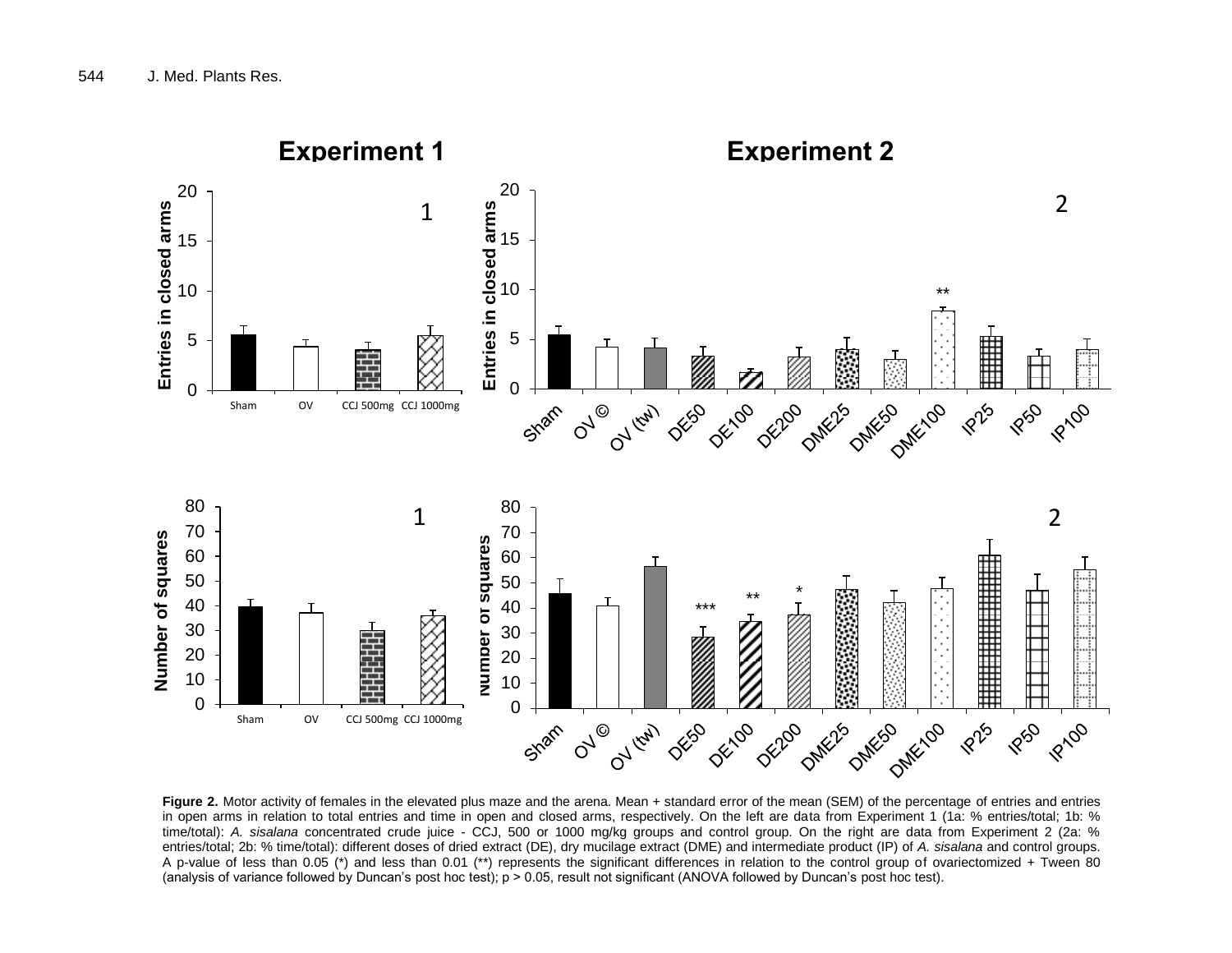**Figure 2.** Motor activity of females in the elevated plus maze and the arena. Mean + standard error of the mean (SEM) of the percentage of entries and entries in open arms in relation to total entries and time in open and closed arms, respectively. On the left are data from Experiment 1 (1a: % entries/total; 1b: % time/total): *A. sisalana* concentrated crude juice - CCJ, 500 or 1000 mg/kg groups and control group. On the right are data from Experiment 2 (2a: % entries/total; 2b: % time/total): different doses of dried extract (DE), dry mucilage extract (DME) and intermediate product (IP) of *A. sisalana* and control groups. A p-value of less than 0.05 (*) and less than 0.01 (**) represents the significant differences in relation to the control group of ovariectomized + Tween 80 (analysis of variance followed by Duncan's post hoc test); p > 0.05, result not significant (ANOVA followed by Duncan's post hoc test).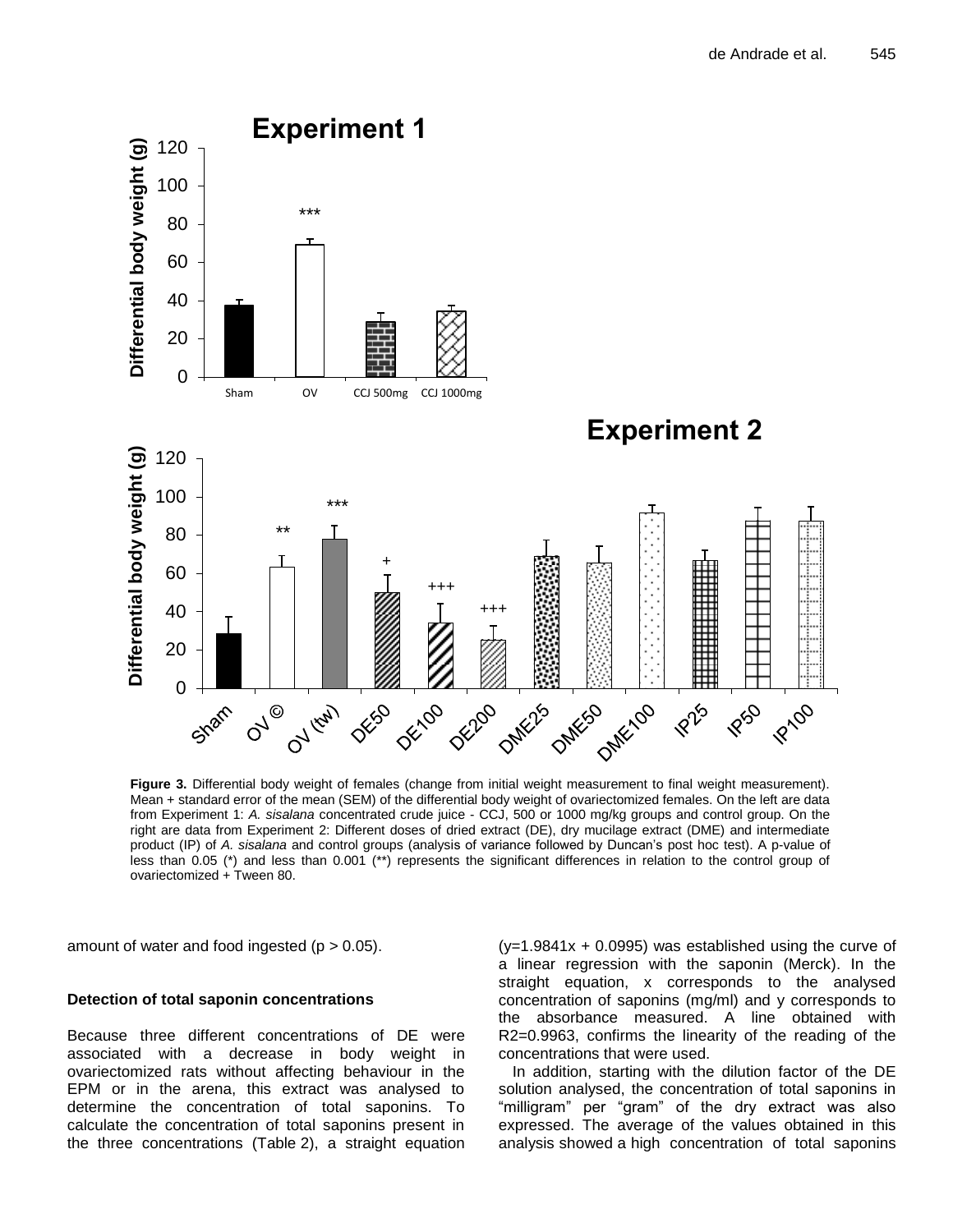**Figure 3.** Differential body weight of females (change from initial weight measurement to final weight measurement). Mean + standard error of the mean (SEM) of the differential body weight of ovariectomized females. On the left are data from Experiment 1: *A. sisalana* concentrated crude juice - CCJ, 500 or 1000 mg/kg groups and control group. On the right are data from Experiment 2: Different doses of dried extract (DE), dry mucilage extract (DME) and intermediate product (IP) of *A. sisalana* and control groups (analysis of variance followed by Duncan's post hoc test). A p-value of less than 0.05 (*) and less than 0.001 (**) represents the significant differences in relation to the control group of ovariectomized + Tween 80.

amount of water and food ingested ($p > 0.05$).

### Detection of total saponin concentrations

Because three different concentrations of DE were associated with a decrease in body weight in ovariectomized rats without affecting behaviour in the EPM or in the arena, this extract was analysed to determine the concentration of total saponins. To calculate the concentration of total saponins present in the three concentrations (Table 2), a straight equation ($y=1.9841x + 0.0995$) was established using the curve of a linear regression with the saponin (Merck). In the straight equation, x corresponds to the analysed concentration of saponins (mg/ml) and y corresponds to the absorbance measured. A line obtained with $R2=0.9963$, confirms the linearity of the reading of the concentrations that were used.

In addition, starting with the dilution factor of the DE solution analysed, the concentration of total saponins in "milligram" per "gram" of the dry extract was also expressed. The average of the values obtained in this analysis showed a high concentration of total saponins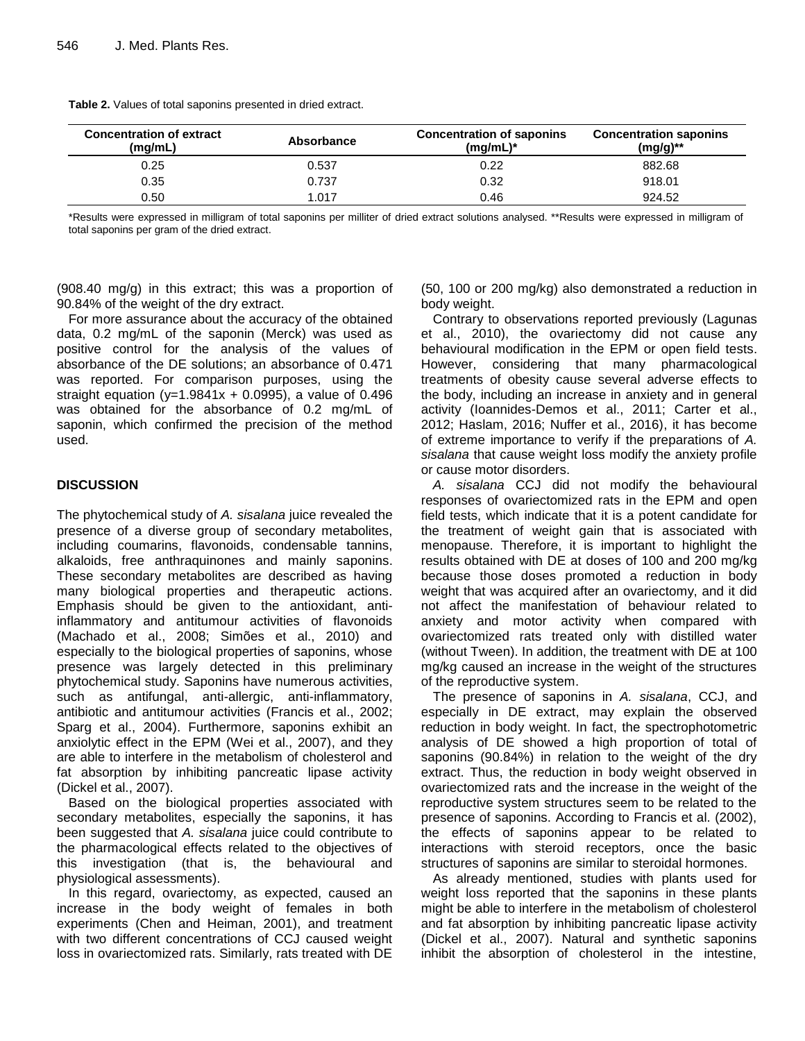**Table 2.** Values of total saponins presented in dried extract.

| Concentration of extract (mg/mL) | Absorbance | Concentration of saponins (mg/mL)* | Concentration saponins (mg/g)** |
|---|---|---|---|
| 0.25 | 0.537 | 0.22 | 882.68 |
| 0.35 | 0.737 | 0.32 | 918.01 |
| 0.50 | 1.017 | 0.46 | 924.52 |

*Results were expressed in milligram of total saponins per milliter of dried extract solutions analysed. **Results were expressed in milligram of total saponins per gram of the dried extract.

(908.40 mg/g) in this extract; this was a proportion of 90.84% of the weight of the dry extract.

For more assurance about the accuracy of the obtained data, 0.2 mg/mL of the saponin (Merck) was used as positive control for the analysis of the values of absorbance of the DE solutions; an absorbance of 0.471 was reported. For comparison purposes, using the straight equation ($y=1.9841x + 0.0995$), a value of 0.496 was obtained for the absorbance of 0.2 mg/mL of saponin, which confirmed the precision of the method used.

## DISCUSSION

The phytochemical study of *A. sisalana* juice revealed the presence of a diverse group of secondary metabolites, including coumarins, flavonoids, condensable tannins, alkaloids, free anthraquinones and mainly saponins. These secondary metabolites are described as having many biological properties and therapeutic actions. Emphasis should be given to the antioxidant, anti-inflammatory and antitumour activities of flavonoids (Machado et al., 2008; Simões et al., 2010) and especially to the biological properties of saponins, whose presence was largely detected in this preliminary phytochemical study. Saponins have numerous activities, such as antifungal, anti-allergic, anti-inflammatory, antibiotic and antitumour activities (Francis et al., 2002; Sparg et al., 2004). Furthermore, saponins exhibit an anxiolytic effect in the EPM (Wei et al., 2007), and they are able to interfere in the metabolism of cholesterol and fat absorption by inhibiting pancreatic lipase activity (Dickel et al., 2007).

Based on the biological properties associated with secondary metabolites, especially the saponins, it has been suggested that *A. sisalana* juice could contribute to the pharmacological effects related to the objectives of this investigation (that is, the behavioural and physiological assessments).

In this regard, ovariectomy, as expected, caused an increase in the body weight of females in both experiments (Chen and Heiman, 2001), and treatment with two different concentrations of CCJ caused weight loss in ovariectomized rats. Similarly, rats treated with DE (50, 100 or 200 mg/kg) also demonstrated a reduction in body weight.

Contrary to observations reported previously (Lagunas et al., 2010), the ovariectomy did not cause any behavioural modification in the EPM or open field tests. However, considering that many pharmacological treatments of obesity cause several adverse effects to the body, including an increase in anxiety and in general activity (Ioannides-Demos et al., 2011; Carter et al., 2012; Haslam, 2016; Nuffer et al., 2016), it has become of extreme importance to verify if the preparations of *A. sisalana* that cause weight loss modify the anxiety profile or cause motor disorders.

*A. sisalana* CCJ did not modify the behavioural responses of ovariectomized rats in the EPM and open field tests, which indicate that it is a potent candidate for the treatment of weight gain that is associated with menopause. Therefore, it is important to highlight the results obtained with DE at doses of 100 and 200 mg/kg because those doses promoted a reduction in body weight that was acquired after an ovariectomy, and it did not affect the manifestation of behaviour related to anxiety and motor activity when compared with ovariectomized rats treated only with distilled water (without Tween). In addition, the treatment with DE at 100 mg/kg caused an increase in the weight of the structures of the reproductive system.

The presence of saponins in *A. sisalana*, CCJ, and especially in DE extract, may explain the observed reduction in body weight. In fact, the spectrophotometric analysis of DE showed a high proportion of total of saponins (90.84%) in relation to the weight of the dry extract. Thus, the reduction in body weight observed in ovariectomized rats and the increase in the weight of the reproductive system structures seem to be related to the presence of saponins. According to Francis et al. (2002), the effects of saponins appear to be related to interactions with steroid receptors, once the basic structures of saponins are similar to steroidal hormones.

As already mentioned, studies with plants used for weight loss reported that the saponins in these plants might be able to interfere in the metabolism of cholesterol and fat absorption by inhibiting pancreatic lipase activity (Dickel et al., 2007). Natural and synthetic saponins inhibit the absorption of cholesterol in the intestine,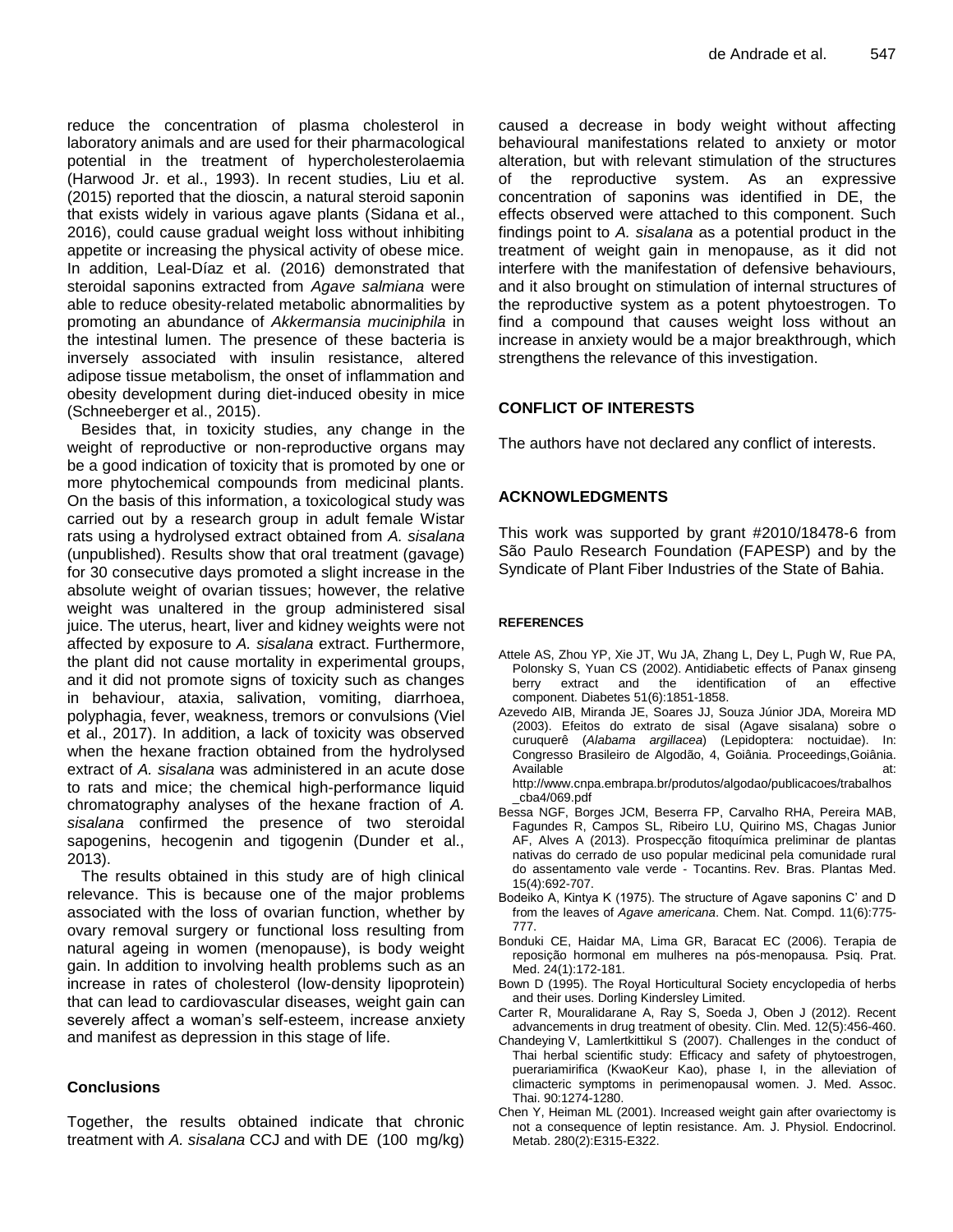reduce the concentration of plasma cholesterol in laboratory animals and are used for their pharmacological potential in the treatment of hypercholesterolaemia (Harwood Jr. et al., 1993). In recent studies, Liu et al. (2015) reported that the dioscin, a natural steroid saponin that exists widely in various agave plants (Sidana et al., 2016), could cause gradual weight loss without inhibiting appetite or increasing the physical activity of obese mice. In addition, Leal-Díaz et al. (2016) demonstrated that steroidal saponins extracted from *Agave salmiana* were able to reduce obesity-related metabolic abnormalities by promoting an abundance of *Akkermansia muciniphila* in the intestinal lumen. The presence of these bacteria is inversely associated with insulin resistance, altered adipose tissue metabolism, the onset of inflammation and obesity development during diet-induced obesity in mice (Schneeberger et al., 2015).

Besides that, in toxicity studies, any change in the weight of reproductive or non-reproductive organs may be a good indication of toxicity that is promoted by one or more phytochemical compounds from medicinal plants. On the basis of this information, a toxicological study was carried out by a research group in adult female Wistar rats using a hydrolysed extract obtained from *A. sisalana* (unpublished). Results show that oral treatment (gavage) for 30 consecutive days promoted a slight increase in the absolute weight of ovarian tissues; however, the relative weight was unaltered in the group administered sisal juice. The uterus, heart, liver and kidney weights were not affected by exposure to *A. sisalana* extract. Furthermore, the plant did not cause mortality in experimental groups, and it did not promote signs of toxicity such as changes in behaviour, ataxia, salivation, vomiting, diarrhoea, polyphagia, fever, weakness, tremors or convulsions (Viel et al., 2017). In addition, a lack of toxicity was observed when the hexane fraction obtained from the hydrolysed extract of *A. sisalana* was administered in an acute dose to rats and mice; the chemical high-performance liquid chromatography analyses of the hexane fraction of *A. sisalana* confirmed the presence of two steroidal sapogenins, hecogenin and tigogenin (Dunder et al., 2013).

The results obtained in this study are of high clinical relevance. This is because one of the major problems associated with the loss of ovarian function, whether by ovary removal surgery or functional loss resulting from natural ageing in women (menopause), is body weight gain. In addition to involving health problems such as an increase in rates of cholesterol (low-density lipoprotein) that can lead to cardiovascular diseases, weight gain can severely affect a woman's self-esteem, increase anxiety and manifest as depression in this stage of life.

## Conclusions

Together, the results obtained indicate that chronic treatment with *A. sisalana* CCJ and with DE (100 mg/kg) caused a decrease in body weight without affecting behavioural manifestations related to anxiety or motor alteration, but with relevant stimulation of the structures of the reproductive system. As an expressive concentration of saponins was identified in DE, the effects observed were attached to this component. Such findings point to *A. sisalana* as a potential product in the treatment of weight gain in menopause, as it did not interfere with the manifestation of defensive behaviours, and it also brought on stimulation of internal structures of the reproductive system as a potent phytoestrogen. To find a compound that causes weight loss without an increase in anxiety would be a major breakthrough, which strengthens the relevance of this investigation.

## CONFLICT OF INTERESTS

The authors have not declared any conflict of interests.

## ACKNOWLEDGMENTS

This work was supported by grant #2010/18478-6 from São Paulo Research Foundation (FAPESP) and by the Syndicate of Plant Fiber Industries of the State of Bahia.

## REFERENCES

Attele AS, Zhou YP, Xie JT, Wu JA, Zhang L, Dey L, Pugh W, Rue PA, Polonsky S, Yuan CS (2002). Antidiabetic effects of Panax ginseng berry extract and the identification of an effective component. Diabetes 51(6):1851-1858.

Azevedo AIB, Miranda JE, Soares JJ, Souza Júnior JDA, Moreira MD (2003). Efeitos do extrato de sisal (Agave sisalana) sobre o curuquerê (*Alabama argillacea*) (Lepidoptera: noctuidae). In: Congresso Brasileiro de Algodão, 4, Goiânia. Proceedings,Goiânia. Available at: http://www.cnpa.embrapa.br/produtos/algodao/publicacoes/trabalhos_cba4/069.pdf

Bessa NGF, Borges JCM, Beserra FP, Carvalho RHA, Pereira MAB, Fagundes R, Campos SL, Ribeiro LU, Quirino MS, Chagas Junior AF, Alves A (2013). Prospecção fitoquímica preliminar de plantas nativas do cerrado de uso popular medicinal pela comunidade rural do assentamento vale verde - Tocantins. Rev. Bras. Plantas Med. 15(4):692-707.

Bodeiko A, Kintya K (1975). The structure of Agave saponins C' and D from the leaves of *Agave americana*. Chem. Nat. Compd. 11(6):775-777.

Bonduki CE, Haidar MA, Lima GR, Baracat EC (2006). Terapia de reposição hormonal em mulheres na pós-menopausa. Psiq. Prat. Med. 24(1):172-181.

Bown D (1995). The Royal Horticultural Society encyclopedia of herbs and their uses. Dorling Kindersley Limited.

Carter R, Mouralidarane A, Ray S, Soeda J, Oben J (2012). Recent advancements in drug treatment of obesity. Clin. Med. 12(5):456-460.

Chandeying V, Lamlertkittikul S (2007). Challenges in the conduct of Thai herbal scientific study: Efficacy and safety of phytoestrogen, puerariamirifica (KwaoKeur Kao), phase I, in the alleviation of climacteric symptoms in perimenopausal women. J. Med. Assoc. Thai. 90:1274-1280.

Chen Y, Heiman ML (2001). Increased weight gain after ovariectomy is not a consequence of leptin resistance. Am. J. Physiol. Endocrinol. Metab. 280(2):E315-E322.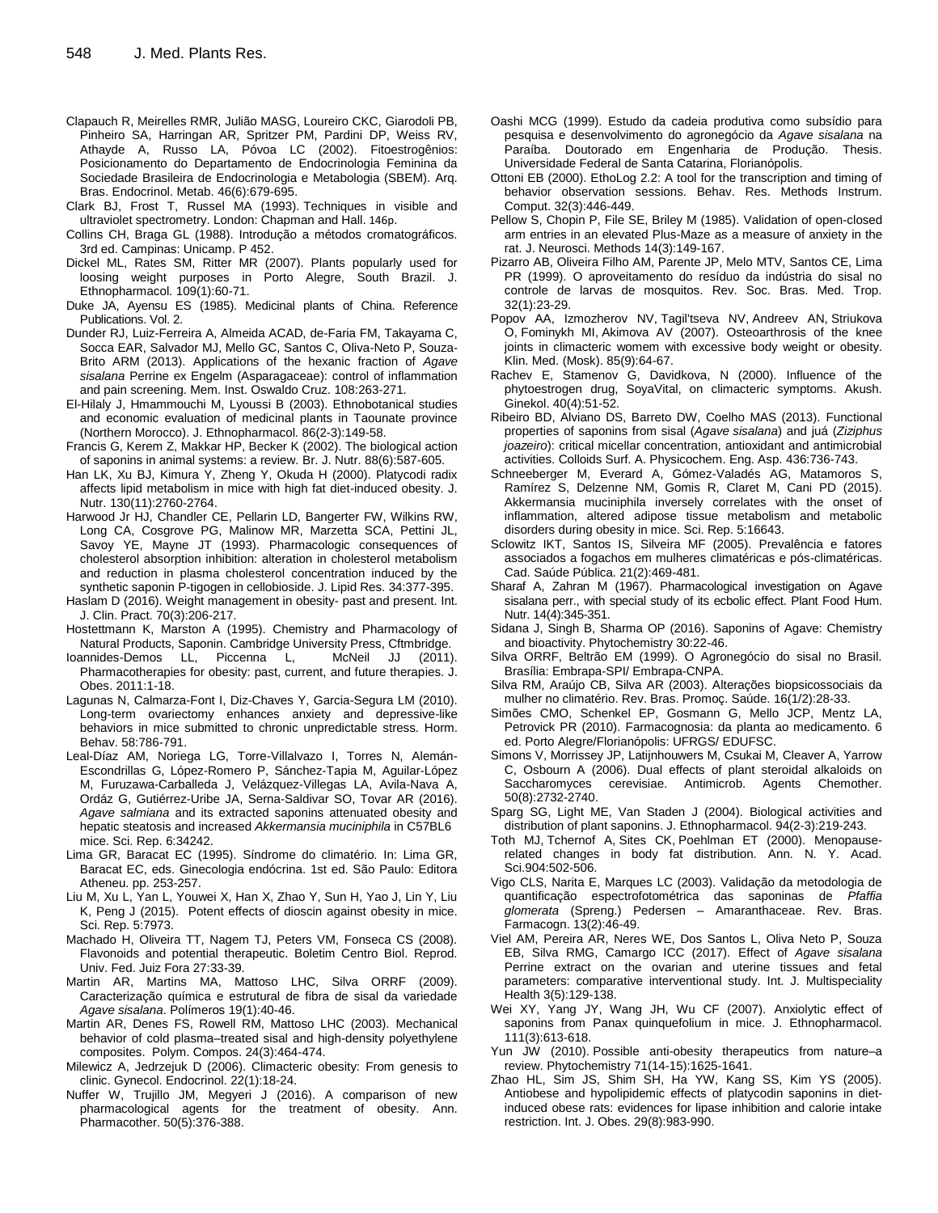Clapauch R, Meirelles RMR, Julião MASG, Loureiro CKC, Giarodoli PB, Pinheiro SA, Harringan AR, Spritzer PM, Pardini DP, Weiss RV, Athayde A, Russo LA, Póvoa LC (2002). Fitoestrogênios: Posicionamento do Departamento de Endocrinologia Feminina da Sociedade Brasileira de Endocrinologia e Metabologia (SBEM). Arq. Bras. Endocrinol. Metab. 46(6):679-695.

Clark BJ, Frost T, Russel MA (1993). Techniques in visible and ultraviolet spectrometry. London: Chapman and Hall. 146p.

Collins CH, Braga GL (1988). Introdução a métodos cromatográficos. 3rd ed. Campinas: Unicamp. P 452.

Dickel ML, Rates SM, Ritter MR (2007). Plants popularly used for loosing weight purposes in Porto Alegre, South Brazil. J. Ethnopharmacol. 109(1):60-71.

Duke JA, Ayensu ES (1985). Medicinal plants of China. Reference Publications. Vol. 2.

Dunder RJ, Luiz-Ferreira A, Almeida ACAD, de-Faria FM, Takayama C, Socca EAR, Salvador MJ, Mello GC, Santos C, Oliva-Neto P, Souza-Brito ARM (2013). Applications of the hexanic fraction of *Agave sisalana* Perrine ex Engelm (Asparagaceae): control of inflammation and pain screening. Mem. Inst. Oswaldo Cruz. 108:263-271.

El-Hilaly J, Hmammouchi M, Lyoussi B (2003). Ethnobotanical studies and economic evaluation of medicinal plants in Taounate province (Northern Morocco). J. Ethnopharmacol. 86(2-3):149-58.

Francis G, Kerem Z, Makkar HP, Becker K (2002). The biological action of saponins in animal systems: a review. Br. J. Nutr. 88(6):587-605.

Han LK, Xu BJ, Kimura Y, Zheng Y, Okuda H (2000). Platycodi radix affects lipid metabolism in mice with high fat diet-induced obesity. J. Nutr. 130(11):2760-2764.

Harwood Jr HJ, Chandler CE, Pellarin LD, Bangerter FW, Wilkins RW, Long CA, Cosgrove PG, Malinow MR, Marzetta SCA, Pettini JL, Savoy YE, Mayne JT (1993). Pharmacologic consequences of cholesterol absorption inhibition: alteration in cholesterol metabolism and reduction in plasma cholesterol concentration induced by the synthetic saponin P-tigogen in cellobioside. J. Lipid Res. 34:377-395.

Haslam D (2016). Weight management in obesity- past and present. Int. J. Clin. Pract. 70(3):206-217.

Hostettmann K, Marston A (1995). Chemistry and Pharmacology of Natural Products, Saponin. Cambridge University Press, Cftmbridge.

Ioannides-Demos LL, Piccenna L, McNeil JJ (2011). Pharmacotherapies for obesity: past, current, and future therapies. J. Obes. 2011:1-18.

Lagunas N, Calmarza-Font I, Diz-Chaves Y, Garcia-Segura LM (2010). Long-term ovariectomy enhances anxiety and depressive-like behaviors in mice submitted to chronic unpredictable stress. Horm. Behav. 58:786-791.

Leal-Díaz AM, Noriega LG, Torre-Villalvazo I, Torres N, Alemán-Escondrillas G, López-Romero P, Sánchez-Tapia M, Aguilar-López M, Furuzawa-Carballeda J, Velázquez-Villegas LA, Avila-Nava A, Ordáz G, Gutiérrez-Uribe JA, Serna-Saldivar SO, Tovar AR (2016). *Agave salmiana* and its extracted saponins attenuated obesity and hepatic steatosis and increased *Akkermansia muciniphila* in C57BL6 mice. Sci. Rep. 6:34242.

Lima GR, Baracat EC (1995). Síndrome do climatério. In: Lima GR, Baracat EC, eds. Ginecologia endócrina. 1st ed. São Paulo: Editora Atheneu. pp. 253-257.

Liu M, Xu L, Yan L, Youwei X, Han X, Zhao Y, Sun H, Yao J, Lin Y, Liu K, Peng J (2015). Potent effects of dioscin against obesity in mice. Sci. Rep. 5:7973.

Machado H, Oliveira TT, Nagem TJ, Peters VM, Fonseca CS (2008). Flavonoids and potential therapeutic. Boletim Centro Biol. Reprod. Univ. Fed. Juiz Fora 27:33-39.

Martin AR, Martins MA, Mattoso LHC, Silva ORRF (2009). Caracterização química e estrutural de fibra de sisal da variedade *Agave sisalana*. Polímeros 19(1):40-46.

Martin AR, Denes FS, Rowell RM, Mattoso LHC (2003). Mechanical behavior of cold plasma–treated sisal and high-density polyethylene composites. Polym. Compos. 24(3):464-474.

Milewicz A, Jedrzejuk D (2006). Climacteric obesity: From genesis to clinic. Gynecol. Endocrinol. 22(1):18-24.

Nuffer W, Trujillo JM, Megyeri J (2016). A comparison of new pharmacological agents for the treatment of obesity. Ann. Pharmacother. 50(5):376-388.

Oashi MCG (1999). Estudo da cadeia produtiva como subsídio para pesquisa e desenvolvimento do agronegócio da *Agave sisalana* na Paraíba. Doutorado em Engenharia de Produção. Thesis. Universidade Federal de Santa Catarina, Florianópolis.

Ottoni EB (2000). EthoLog 2.2: A tool for the transcription and timing of behavior observation sessions. Behav. Res. Methods Instrum. Comput. 32(3):446-449.

Pellow S, Chopin P, File SE, Briley M (1985). Validation of open-closed arm entries in an elevated Plus-Maze as a measure of anxiety in the rat. J. Neurosci. Methods 14(3):149-167.

Pizarro AB, Oliveira Filho AM, Parente JP, Melo MTV, Santos CE, Lima PR (1999). O aproveitamento do resíduo da indústria do sisal no controle de larvas de mosquitos. Rev. Soc. Bras. Med. Trop. 32(1):23-29.

Popov AA, Izmozherov NV, Tagil'tseva NV, Andreev AN, Striukova O, Fominykh MI, Akimova AV (2007). Osteoarthrosis of the knee joints in climacteric womem with excessive body weight or obesity. Klin. Med. (Mosk). 85(9):64-67.

Rachev E, Stamenov G, Davidkova, N (2000). Influence of the phytoestrogen drug, SoyaVital, on climacteric symptoms. Akush. Ginekol. 40(4):51-52.

Ribeiro BD, Alviano DS, Barreto DW, Coelho MAS (2013). Functional properties of saponins from sisal (*Agave sisalana*) and juá (*Ziziphus joazeiro*): critical micellar concentration, antioxidant and antimicrobial activities. Colloids Surf. A. Physicochem. Eng. Asp. 436:736-743.

Schneeberger M, Everard A, Gómez-Valadés AG, Matamoros S, Ramírez S, Delzenne NM, Gomis R, Claret M, Cani PD (2015). Akkermansia muciniphila inversely correlates with the onset of inflammation, altered adipose tissue metabolism and metabolic disorders during obesity in mice. Sci. Rep. 5:16643.

Sclowitz IKT, Santos IS, Silveira MF (2005). Prevalência e fatores associados a fogachos em mulheres climatéricas e pós-climatéricas. Cad. Saúde Pública. 21(2):469-481.

Sharaf A, Zahran M (1967). Pharmacological investigation on Agave sisalana perr., with special study of its ecbolic effect. Plant Food Hum. Nutr. 14(4):345-351.

Sidana J, Singh B, Sharma OP (2016). Saponins of Agave: Chemistry and bioactivity. Phytochemistry 30:22-46.

Silva ORRF, Beltrão EM (1999). O Agronegócio do sisal no Brasil. Brasília: Embrapa-SPI/ Embrapa-CNPA.

Silva RM, Araújo CB, Silva AR (2003). Alterações biopsicossociais da mulher no climatério. Rev. Bras. Promoç. Saúde. 16(1/2):28-33.

Simões CMO, Schenkel EP, Gosmann G, Mello JCP, Mentz LA, Petrovick PR (2010). Farmacognosia: da planta ao medicamento. 6 ed. Porto Alegre/Florianópolis: UFRGS/ EDUFSC.

Simons V, Morrissey JP, Latijnhouwers M, Csukai M, Cleaver A, Yarrow C, Osbourn A (2006). Dual effects of plant steroidal alkaloids on Saccharomyces cerevisiae. Antimicrob. Agents Chemother. 50(8):2732-2740.

Sparg SG, Light ME, Van Staden J (2004). Biological activities and distribution of plant saponins. J. Ethnopharmacol. 94(2-3):219-243.

Toth MJ, Tchernof A, Sites CK, Poehlman ET (2000). Menopause-related changes in body fat distribution. Ann. N. Y. Acad. Sci.904:502-506.

Vigo CLS, Narita E, Marques LC (2003). Validação da metodologia de quantificação espectrofotométrica das saponinas de *Pfaffia glomerata* (Spreng.) Pedersen – Amaranthaceae. Rev. Bras. Farmacogn. 13(2):46-49.

Viel AM, Pereira AR, Neres WE, Dos Santos L, Oliva Neto P, Souza EB, Silva RMG, Camargo ICC (2017). Effect of *Agave sisalana* Perrine extract on the ovarian and uterine tissues and fetal parameters: comparative interventional study. Int. J. Multispeciality Health 3(5):129-138.

Wei XY, Yang JY, Wang JH, Wu CF (2007). Anxiolytic effect of saponins from Panax quinquefolium in mice. J. Ethnopharmacol. 111(3):613-618.

Yun JW (2010). Possible anti-obesity therapeutics from nature–a review. Phytochemistry 71(14-15):1625-1641.

Zhao HL, Sim JS, Shim SH, Ha YW, Kang SS, Kim YS (2005). Antiobese and hypolipidemic effects of platycodin saponins in diet-induced obese rats: evidences for lipase inhibition and calorie intake restriction. Int. J. Obes. 29(8):983-990.